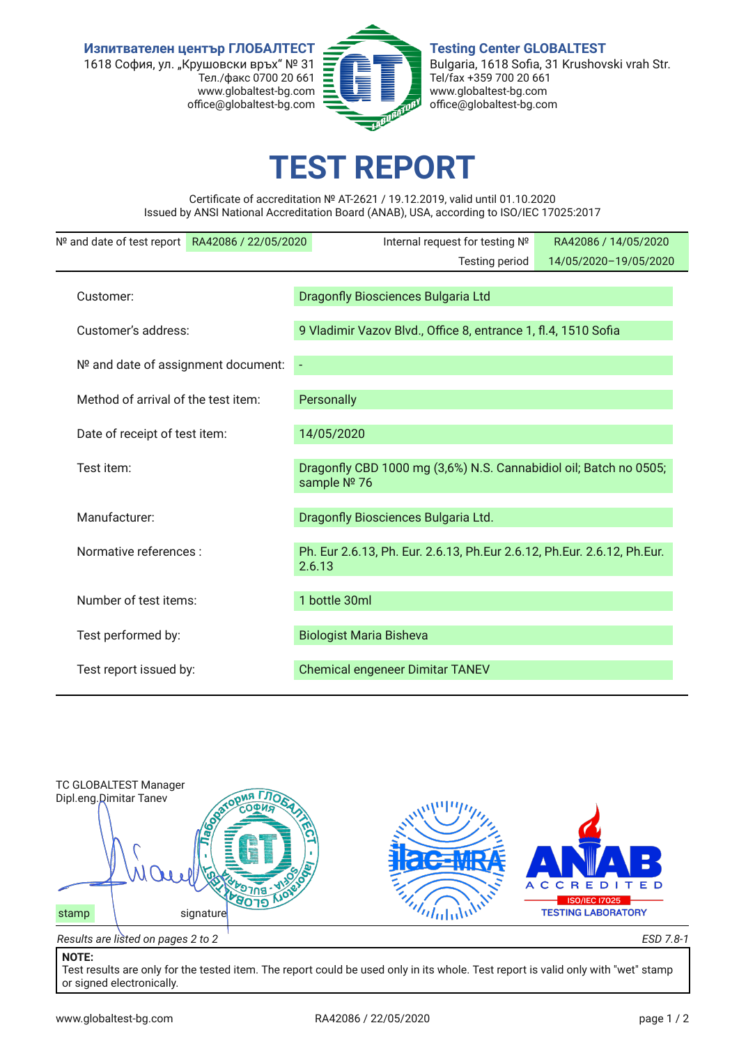**Изпитвателен център ГЛОБАЛТЕСТ**
1618 София, ул. „Крушовски връх" № 31
Тел./факс 0700 20 661
www.globaltest-bg.com
office@globaltest-bg.com

**Testing Center GLOBALTEST**
Bulgaria, 1618 Sofia, 31 Krushovski vrah Str.
Tel/fax +359 700 20 661
www.globaltest-bg.com
office@globaltest-bg.com

# TEST REPORT

Certificate of accreditation № AT-2621 / 19.12.2019, valid until 01.10.2020
Issued by ANSI National Accreditation Board (ANAB), USA, according to ISO/IEC 17025:2017

| № and date of test report | RA42086 / 22/05/2020 | Internal request for testing № | RA42086 / 14/05/2020 |
|---|---|---|---|
| | | Testing period | 14/05/2020–19/05/2020 |

| | |
|---|---|
| Customer: | Dragonfly Biosciences Bulgaria Ltd |
| Customer's address: | 9 Vladimir Vazov Blvd., Office 8, entrance 1, fl.4, 1510 Sofia |
| № and date of assignment document: | - |
| Method of arrival of the test item: | Personally |
| Date of receipt of test item: | 14/05/2020 |
| Test item: | Dragonfly CBD 1000 mg (3,6%) N.S. Cannabidiol oil; Batch no 0505; sample № 76 |
| Manufacturer: | Dragonfly Biosciences Bulgaria Ltd. |
| Normative references : | Ph. Eur 2.6.13, Ph. Eur. 2.6.13, Ph.Eur 2.6.12, Ph.Eur. 2.6.12, Ph.Eur. 2.6.13 |
| Number of test items: | 1 bottle 30ml |
| Test performed by: | Biologist Maria Bisheva |
| Test report issued by: | Chemical engeneer Dimitar TANEV |

TC GLOBALTEST Manager
Dipl.eng.Dimitar Tanev

stamp signature

ilac-MRA
ANAB ACCREDITED ISO/IEC 17025 TESTING LABORATORY

*Results are listed on pages 2 to 2* *ESD 7.8-1*

**NOTE:**
Test results are only for the tested item. The report could be used only in its whole. Test report is valid only with "wet" stamp or signed electronically.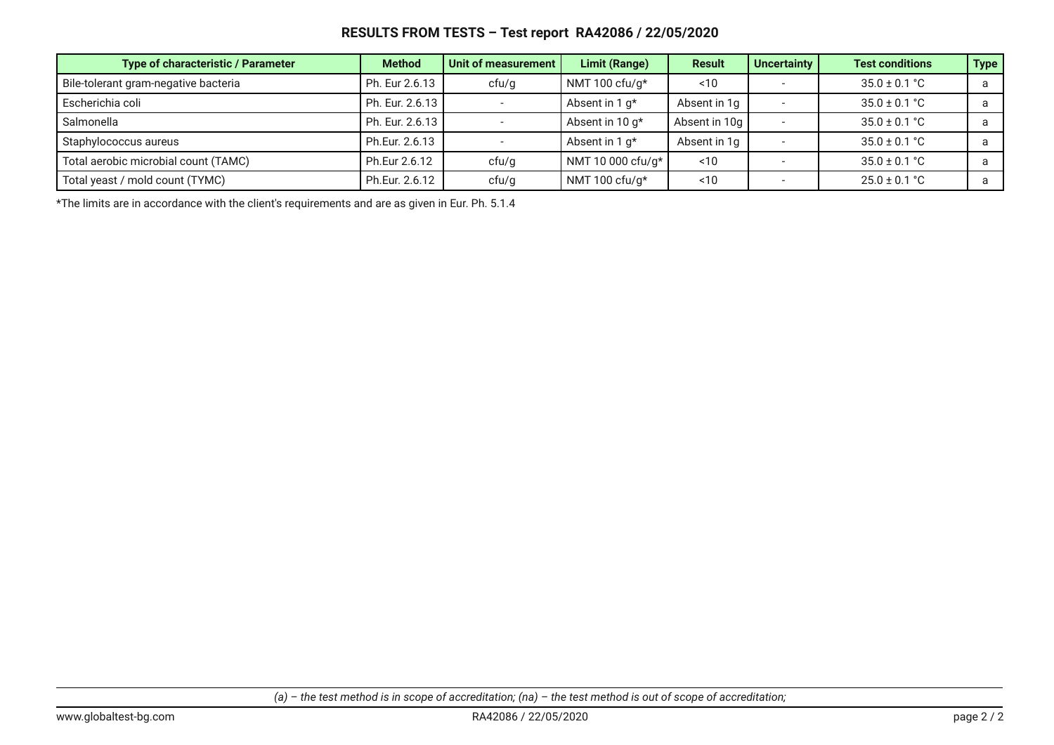## RESULTS FROM TESTS – Test report RA42086 / 22/05/2020

| Type of characteristic / Parameter | Method | Unit of measurement | Limit (Range) | Result | Uncertainty | Test conditions | Type |
|---|---|---|---|---|---|---|---|
| Bile-tolerant gram-negative bacteria | Ph. Eur 2.6.13 | cfu/g | NMT 100 cfu/g* | <10 | - | 35.0 ± 0.1 °C | a |
| Escherichia coli | Ph. Eur. 2.6.13 | - | Absent in 1 g* | Absent in 1g | - | 35.0 ± 0.1 °C | a |
| Salmonella | Ph. Eur. 2.6.13 | - | Absent in 10 g* | Absent in 10g | - | 35.0 ± 0.1 °C | a |
| Staphylococcus aureus | Ph.Eur. 2.6.13 | - | Absent in 1 g* | Absent in 1g | - | 35.0 ± 0.1 °C | a |
| Total aerobic microbial count (TAMC) | Ph.Eur 2.6.12 | cfu/g | NMT 10 000 cfu/g* | <10 | - | 35.0 ± 0.1 °C | a |
| Total yeast / mold count (TYMC) | Ph.Eur. 2.6.12 | cfu/g | NMT 100 cfu/g* | <10 | - | 25.0 ± 0.1 °C | a |

*The limits are in accordance with the client's requirements and are as given in Eur. Ph. 5.1.4

*(a) – the test method is in scope of accreditation; (na) – the test method is out of scope of accreditation;*